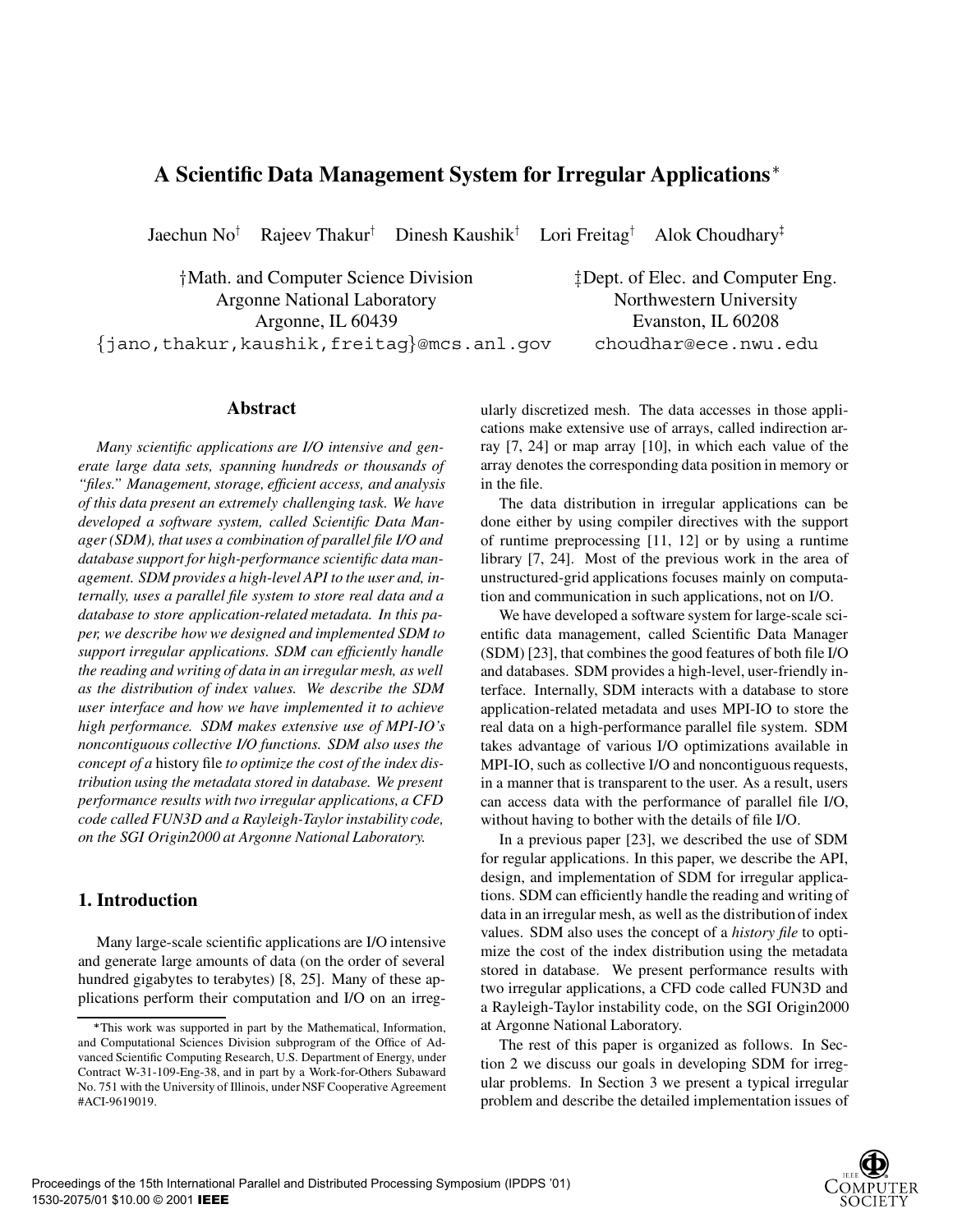# A Scientific Data Management System for Irregular Applications*

Jaechun No[†] Rajeev Thakur[†] Dinesh Kaushik[†] Lori Freitag[†] Alok Choudhary[‡]

†Math. and Computer Science Division
Argonne National Laboratory
Argonne, IL 60439
{jano,thakur,kaushik,freitag}@mcs.anl.gov

‡Dept. of Elec. and Computer Eng.
Northwestern University
Evanston, IL 60208
choudhar@ece.nwu.edu

## Abstract

*Many scientific applications are I/O intensive and generate large data sets, spanning hundreds or thousands of "files." Management, storage, efficient access, and analysis of this data present an extremely challenging task. We have developed a software system, called Scientific Data Manager (SDM), that uses a combination of parallel file I/O and database support for high-performance scientific data management. SDM provides a high-level API to the user and, internally, uses a parallel file system to store real data and a database to store application-related metadata. In this paper, we describe how we designed and implemented SDM to support irregular applications. SDM can efficiently handle the reading and writing of data in an irregular mesh, as well as the distribution of index values. We describe the SDM user interface and how we have implemented it to achieve high performance. SDM makes extensive use of MPI-IO's noncontiguous collective I/O functions. SDM also uses the concept of a* history file *to optimize the cost of the index distribution using the metadata stored in database. We present performance results with two irregular applications, a CFD code called FUN3D and a Rayleigh-Taylor instability code, on the SGI Origin2000 at Argonne National Laboratory.*

## 1. Introduction

Many large-scale scientific applications are I/O intensive and generate large amounts of data (on the order of several hundred gigabytes to terabytes) [8, 25]. Many of these applications perform their computation and I/O on an irregularly discretized mesh. The data accesses in those applications make extensive use of arrays, called indirection array [7, 24] or map array [10], in which each value of the array denotes the corresponding data position in memory or in the file.

The data distribution in irregular applications can be done either by using compiler directives with the support of runtime preprocessing [11, 12] or by using a runtime library [7, 24]. Most of the previous work in the area of unstructured-grid applications focuses mainly on computation and communication in such applications, not on I/O.

We have developed a software system for large-scale scientific data management, called Scientific Data Manager (SDM) [23], that combines the good features of both file I/O and databases. SDM provides a high-level, user-friendly interface. Internally, SDM interacts with a database to store application-related metadata and uses MPI-IO to store the real data on a high-performance parallel file system. SDM takes advantage of various I/O optimizations available in MPI-IO, such as collective I/O and noncontiguous requests, in a manner that is transparent to the user. As a result, users can access data with the performance of parallel file I/O, without having to bother with the details of file I/O.

In a previous paper [23], we described the use of SDM for regular applications. In this paper, we describe the API, design, and implementation of SDM for irregular applications. SDM can efficiently handle the reading and writing of data in an irregular mesh, as well as the distribution of index values. SDM also uses the concept of a *history file* to optimize the cost of the index distribution using the metadata stored in database. We present performance results with two irregular applications, a CFD code called FUN3D and a Rayleigh-Taylor instability code, on the SGI Origin2000 at Argonne National Laboratory.

The rest of this paper is organized as follows. In Section 2 we discuss our goals in developing SDM for irregular problems. In Section 3 we present a typical irregular problem and describe the detailed implementation issues of

*This work was supported in part by the Mathematical, Information, and Computational Sciences Division subprogram of the Office of Advanced Scientific Computing Research, U.S. Department of Energy, under Contract W-31-109-Eng-38, and in part by a Work-for-Others Subaward No. 751 with the University of Illinois, under NSF Cooperative Agreement #ACI-9619019.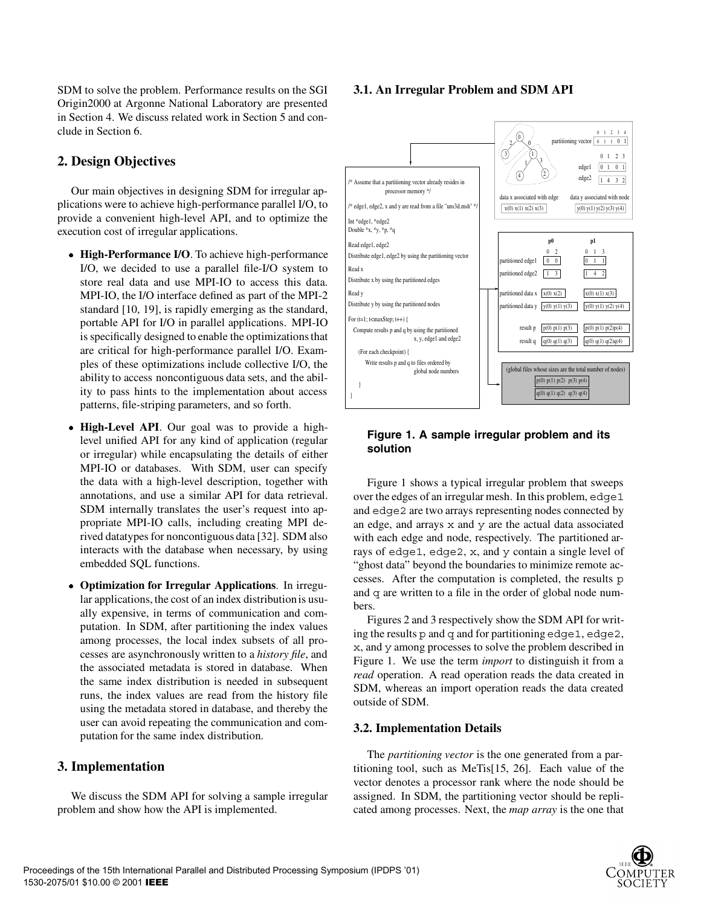SDM to solve the problem. Performance results on the SGI Origin2000 at Argonne National Laboratory are presented in Section 4. We discuss related work in Section 5 and conclude in Section 6.

## 2. Design Objectives

Our main objectives in designing SDM for irregular applications were to achieve high-performance parallel I/O, to provide a convenient high-level API, and to optimize the execution cost of irregular applications.

- **High-Performance I/O**. To achieve high-performance I/O, we decided to use a parallel file-I/O system to store real data and use MPI-IO to access this data. MPI-IO, the I/O interface defined as part of the MPI-2 standard [10, 19], is rapidly emerging as the standard, portable API for I/O in parallel applications. MPI-IO is specifically designed to enable the optimizations that are critical for high-performance parallel I/O. Examples of these optimizations include collective I/O, the ability to access noncontiguous data sets, and the ability to pass hints to the implementation about access patterns, file-striping parameters, and so forth.
- **High-Level API**. Our goal was to provide a high-level unified API for any kind of application (regular or irregular) while encapsulating the details of either MPI-IO or databases. With SDM, user can specify the data with a high-level description, together with annotations, and use a similar API for data retrieval. SDM internally translates the user's request into appropriate MPI-IO calls, including creating MPI derived datatypes for noncontiguous data [32]. SDM also interacts with the database when necessary, by using embedded SQL functions.
- **Optimization for Irregular Applications**. In irregular applications, the cost of an index distribution is usually expensive, in terms of communication and computation. In SDM, after partitioning the index values among processes, the local index subsets of all processes are asynchronously written to a *history file*, and the associated metadata is stored in database. When the same index distribution is needed in subsequent runs, the index values are read from the history file using the metadata stored in database, and thereby the user can avoid repeating the communication and computation for the same index distribution.

## 3. Implementation

We discuss the SDM API for solving a sample irregular problem and show how the API is implemented.

### 3.1. An Irregular Problem and SDM API

```
/* Assume that a partitioning vector already resides in
            processor memory */

/* edge1, edge2, x and y are read from a file "uns3d.msh" */

Int *edge1, *edge2
Double *x, *y, *p, *q

Read edge1, edge2
Distribute edge1, edge2 by using the partitioning vector
Read x
Distribute x by using the partitioned edges
Read y
Distribute y by using the partitioned nodes

For (t=1; t<maxStep; t++) {
   Compute results p and q by using the partitioned
                     x, y, edge1 and edge2
   (For each checkpoint) {
      Write results p and q to files ordered by
                     global node numbers
   }
}
```

partitioning vector: 0 1 1 0 1 (indices 0 1 2 3 4)

edge1: 0 1 0 1 (indices 0 1 2 3)

edge2: 1 4 3 2

data x associated with edge: x(0) x(1) x(2) x(3)

data y associated with node: y(0) y(1) y(2) y(3) y(4)

| | p0 | p1 |
|---|---|---|
| | 0 2 | 0 1 3 |
| partitioned edge1 | 0 0 | 0 1 1 |
| partitioned edge2 | 1 3 | 1 4 2 |
| partitioned data x | x(0) x(2) | x(0) x(1) x(3) |
| partitioned data y | y(0) y(1) y(3) | y(0) y(1) y(2) y(4) |
| result p | p(0) p(1) p(3) | p(0) p(1) p(2)p(4) |
| result q | q(0) q(1) q(3) | q(0) q(1) q(2)q(4) |

(global files whose sizes are the total number of nodes)

p(0) p(1) p(2) p(3) p(4)

q(0) q(1) q(2) q(3) q(4)

**Figure 1. A sample irregular problem and its solution**

Figure 1 shows a typical irregular problem that sweeps over the edges of an irregular mesh. In this problem, `edge1` and `edge2` are two arrays representing nodes connected by an edge, and arrays `x` and `y` are the actual data associated with each edge and node, respectively. The partitioned arrays of `edge1`, `edge2`, `x`, and `y` contain a single level of "ghost data" beyond the boundaries to minimize remote accesses. After the computation is completed, the results `p` and `q` are written to a file in the order of global node numbers.

Figures 2 and 3 respectively show the SDM API for writing the results `p` and `q` and for partitioning `edge1`, `edge2`, `x`, and `y` among processes to solve the problem described in Figure 1. We use the term *import* to distinguish it from a *read* operation. A read operation reads the data created in SDM, whereas an import operation reads the data created outside of SDM.

### 3.2. Implementation Details

The *partitioning vector* is the one generated from a partitioning tool, such as MeTis[15, 26]. Each value of the vector denotes a processor rank where the node should be assigned. In SDM, the partitioning vector should be replicated among processes. Next, the *map array* is the one that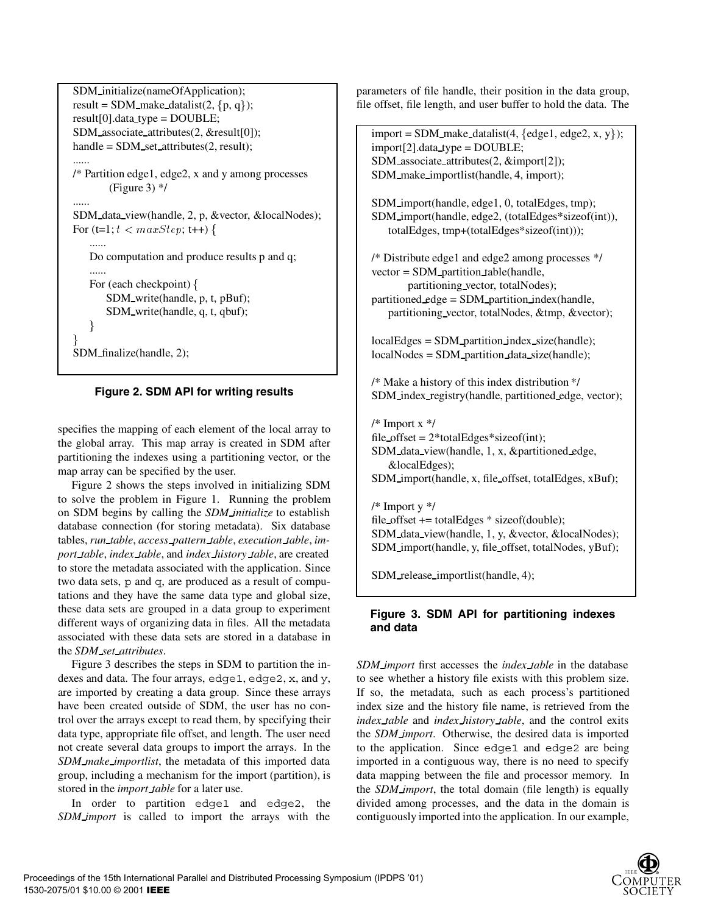```
SDM_initialize(nameOfApplication);
result = SDM_make_datalist(2, {p, q});
result[0].data_type = DOUBLE;
SDM_associate_attributes(2, &result[0]);
handle = SDM_set_attributes(2, result);
......
/* Partition edge1, edge2, x and y among processes
        (Figure 3) */
......
SDM_data_view(handle, 2, p, &vector, &localNodes);
For (t=1; t < maxStep; t++) {
    ......
    Do computation and produce results p and q;
    ......
    For (each checkpoint) {
        SDM_write(handle, p, t, pBuf);
        SDM_write(handle, q, t, qbuf);
    }
}
SDM_finalize(handle, 2);
```

**Figure 2. SDM API for writing results**

specifies the mapping of each element of the local array to the global array. This map array is created in SDM after partitioning the indexes using a partitioning vector, or the map array can be specified by the user.

Figure 2 shows the steps involved in initializing SDM to solve the problem in Figure 1. Running the problem on SDM begins by calling the *SDM_initialize* to establish database connection (for storing metadata). Six database tables, *run_table*, *access_pattern_table*, *execution_table*, *import_table*, *index_table*, and *index_history_table*, are created to store the metadata associated with the application. Since two data sets, p and q, are produced as a result of computations and they have the same data type and global size, these data sets are grouped in a data group to experiment different ways of organizing data in files. All the metadata associated with these data sets are stored in a database in the *SDM_set_attributes*.

Figure 3 describes the steps in SDM to partition the indexes and data. The four arrays, edge1, edge2, x, and y, are imported by creating a data group. Since these arrays have been created outside of SDM, the user has no control over the arrays except to read them, by specifying their data type, appropriate file offset, and length. The user need not create several data groups to import the arrays. In the *SDM_make_importlist*, the metadata of this imported data group, including a mechanism for the import (partition), is stored in the *import_table* for a later use.

In order to partition edge1 and edge2, the *SDM_import* is called to import the arrays with the parameters of file handle, their position in the data group, file offset, file length, and user buffer to hold the data. The

```
import = SDM_make_datalist(4, {edge1, edge2, x, y});
import[2].data_type = DOUBLE;
SDM_associate_attributes(2, &import[2]);
SDM_make_importlist(handle, 4, import);

SDM_import(handle, edge1, 0, totalEdges, tmp);
SDM_import(handle, edge2, (totalEdges*sizeof(int)),
    totalEdges, tmp+(totalEdges*sizeof(int)));

/* Distribute edge1 and edge2 among processes */
vector = SDM_partition_table(handle,
        partitioning_vector, totalNodes);
partitioned_edge = SDM_partition_index(handle,
    partitioning_vector, totalNodes, &tmp, &vector);

localEdges = SDM_partition_index_size(handle);
localNodes = SDM_partition_data_size(handle);

/* Make a history of this index distribution */
SDM_index_registry(handle, partitioned_edge, vector);

/* Import x */
file_offset = 2*totalEdges*sizeof(int);
SDM_data_view(handle, 1, x, &partitioned_edge,
    &localEdges);
SDM_import(handle, x, file_offset, totalEdges, xBuf);

/* Import y */
file_offset += totalEdges * sizeof(double);
SDM_data_view(handle, 1, y, &vector, &localNodes);
SDM_import(handle, y, file_offset, totalNodes, yBuf);

SDM_release_importlist(handle, 4);
```

**Figure 3. SDM API for partitioning indexes and data**

*SDM_import* first accesses the *index_table* in the database to see whether a history file exists with this problem size. If so, the metadata, such as each process's partitioned index size and the history file name, is retrieved from the *index_table* and *index_history_table*, and the control exits the *SDM_import*. Otherwise, the desired data is imported to the application. Since edge1 and edge2 are being imported in a contiguous way, there is no need to specify data mapping between the file and processor memory. In the *SDM_import*, the total domain (file length) is equally divided among processes, and the data in the domain is contiguously imported into the application. In our example,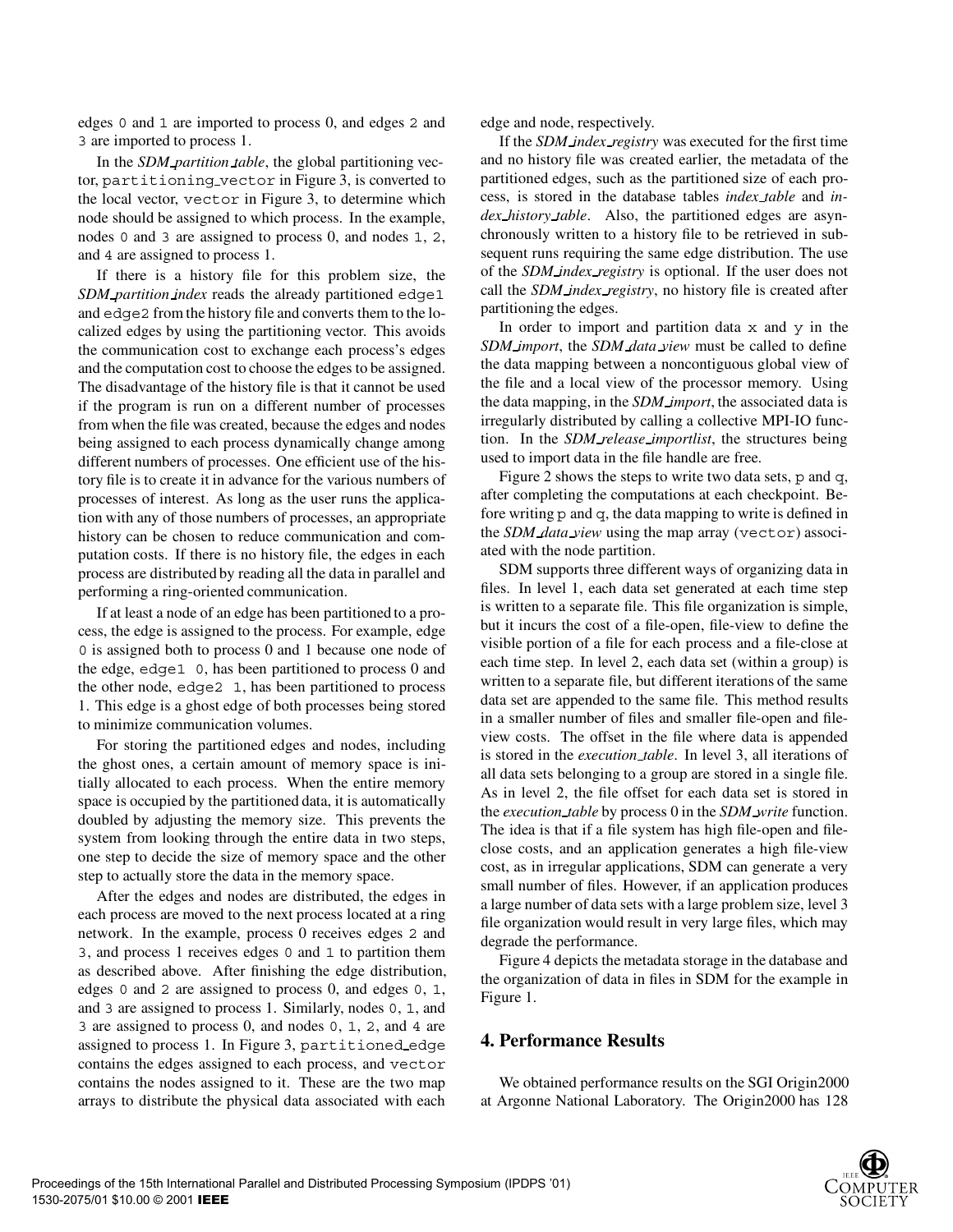edges 0 and 1 are imported to process 0, and edges 2 and 3 are imported to process 1.

In the *SDM_partition_table*, the global partitioning vector, partitioning_vector in Figure 3, is converted to the local vector, vector in Figure 3, to determine which node should be assigned to which process. In the example, nodes 0 and 3 are assigned to process 0, and nodes 1, 2, and 4 are assigned to process 1.

If there is a history file for this problem size, the *SDM_partition_index* reads the already partitioned edge1 and edge2 from the history file and converts them to the localized edges by using the partitioning vector. This avoids the communication cost to exchange each process's edges and the computation cost to choose the edges to be assigned. The disadvantage of the history file is that it cannot be used if the program is run on a different number of processes from when the file was created, because the edges and nodes being assigned to each process dynamically change among different numbers of processes. One efficient use of the history file is to create it in advance for the various numbers of processes of interest. As long as the user runs the application with any of those numbers of processes, an appropriate history can be chosen to reduce communication and computation costs. If there is no history file, the edges in each process are distributed by reading all the data in parallel and performing a ring-oriented communication.

If at least a node of an edge has been partitioned to a process, the edge is assigned to the process. For example, edge 0 is assigned both to process 0 and 1 because one node of the edge, edge1 0, has been partitioned to process 0 and the other node, edge2 1, has been partitioned to process 1. This edge is a ghost edge of both processes being stored to minimize communication volumes.

For storing the partitioned edges and nodes, including the ghost ones, a certain amount of memory space is initially allocated to each process. When the entire memory space is occupied by the partitioned data, it is automatically doubled by adjusting the memory size. This prevents the system from looking through the entire data in two steps, one step to decide the size of memory space and the other step to actually store the data in the memory space.

After the edges and nodes are distributed, the edges in each process are moved to the next process located at a ring network. In the example, process 0 receives edges 2 and 3, and process 1 receives edges 0 and 1 to partition them as described above. After finishing the edge distribution, edges 0 and 2 are assigned to process 0, and edges 0, 1, and 3 are assigned to process 1. Similarly, nodes 0, 1, and 3 are assigned to process 0, and nodes 0, 1, 2, and 4 are assigned to process 1. In Figure 3, partitioned_edge contains the edges assigned to each process, and vector contains the nodes assigned to it. These are the two map arrays to distribute the physical data associated with each edge and node, respectively.

If the *SDM_index_registry* was executed for the first time and no history file was created earlier, the metadata of the partitioned edges, such as the partitioned size of each process, is stored in the database tables *index_table* and *index_history_table*. Also, the partitioned edges are asynchronously written to a history file to be retrieved in subsequent runs requiring the same edge distribution. The use of the *SDM_index_registry* is optional. If the user does not call the *SDM_index_registry*, no history file is created after partitioning the edges.

In order to import and partition data x and y in the *SDM_import*, the *SDM_data_view* must be called to define the data mapping between a noncontiguous global view of the file and a local view of the processor memory. Using the data mapping, in the *SDM_import*, the associated data is irregularly distributed by calling a collective MPI-IO function. In the *SDM_release_importlist*, the structures being used to import data in the file handle are free.

Figure 2 shows the steps to write two data sets, p and q, after completing the computations at each checkpoint. Before writing p and q, the data mapping to write is defined in the *SDM_data_view* using the map array (vector) associated with the node partition.

SDM supports three different ways of organizing data in files. In level 1, each data set generated at each time step is written to a separate file. This file organization is simple, but it incurs the cost of a file-open, file-view to define the visible portion of a file for each process and a file-close at each time step. In level 2, each data set (within a group) is written to a separate file, but different iterations of the same data set are appended to the same file. This method results in a smaller number of files and smaller file-open and file-view costs. The offset in the file where data is appended is stored in the *execution_table*. In level 3, all iterations of all data sets belonging to a group are stored in a single file. As in level 2, the file offset for each data set is stored in the *execution_table* by process 0 in the *SDM_write* function. The idea is that if a file system has high file-open and file-close costs, and an application generates a high file-view cost, as in irregular applications, SDM can generate a very small number of files. However, if an application produces a large number of data sets with a large problem size, level 3 file organization would result in very large files, which may degrade the performance.

Figure 4 depicts the metadata storage in the database and the organization of data in files in SDM for the example in Figure 1.

## 4. Performance Results

We obtained performance results on the SGI Origin2000 at Argonne National Laboratory. The Origin2000 has 128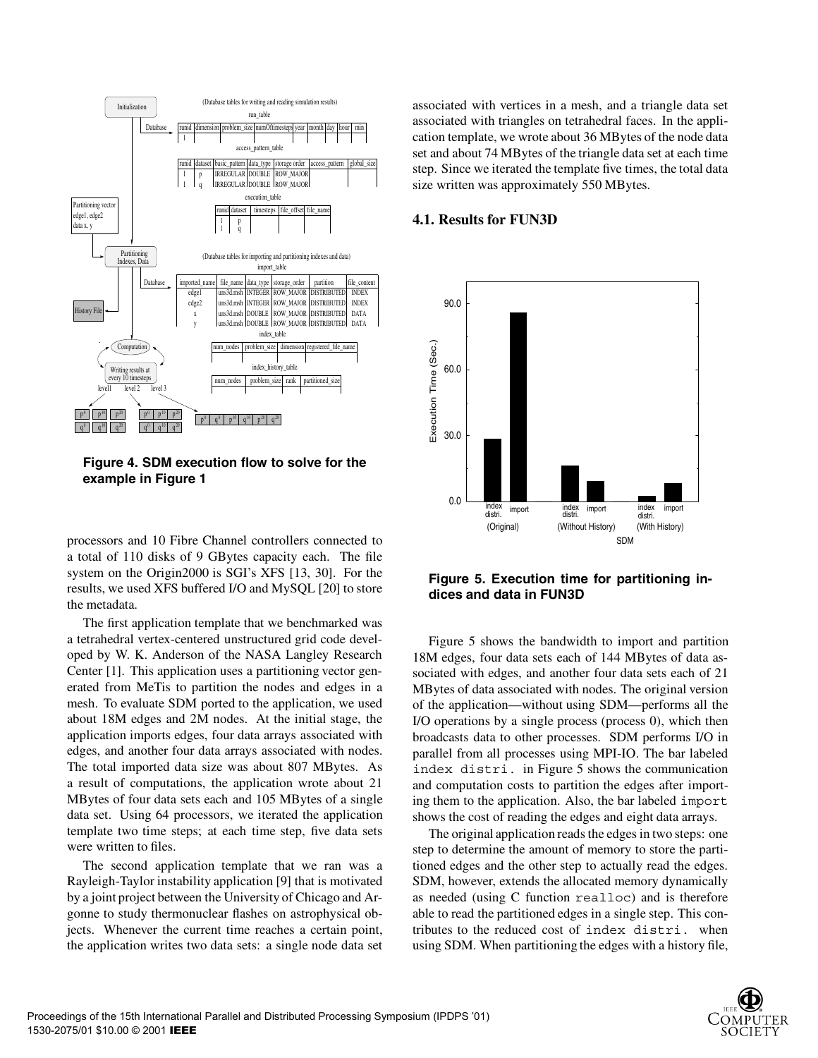**Figure 4. SDM execution flow to solve for the example in Figure 1**

processors and 10 Fibre Channel controllers connected to a total of 110 disks of 9 GBytes capacity each. The file system on the Origin2000 is SGI's XFS [13, 30]. For the results, we used XFS buffered I/O and MySQL [20] to store the metadata.

The first application template that we benchmarked was a tetrahedral vertex-centered unstructured grid code developed by W. K. Anderson of the NASA Langley Research Center [1]. This application uses a partitioning vector generated from MeTis to partition the nodes and edges in a mesh. To evaluate SDM ported to the application, we used about 18M edges and 2M nodes. At the initial stage, the application imports edges, four data arrays associated with edges, and another four data arrays associated with nodes. The total imported data size was about 807 MBytes. As a result of computations, the application wrote about 21 MBytes of four data sets each and 105 MBytes of a single data set. Using 64 processors, we iterated the application template two time steps; at each time step, five data sets were written to files.

The second application template that we ran was a Rayleigh-Taylor instability application [9] that is motivated by a joint project between the University of Chicago and Argonne to study thermonuclear flashes on astrophysical objects. Whenever the current time reaches a certain point, the application writes two data sets: a single node data set associated with vertices in a mesh, and a triangle data set associated with triangles on tetrahedral faces. In the application template, we wrote about 36 MBytes of the node data set and about 74 MBytes of the triangle data set at each time step. Since we iterated the template five times, the total data size written was approximately 550 MBytes.

### 4.1. Results for FUN3D

**Figure 5. Execution time for partitioning indices and data in FUN3D**

Figure 5 shows the bandwidth to import and partition 18M edges, four data sets each of 144 MBytes of data associated with edges, and another four data sets each of 21 MBytes of data associated with nodes. The original version of the application—without using SDM—performs all the I/O operations by a single process (process 0), which then broadcasts data to other processes. SDM performs I/O in parallel from all processes using MPI-IO. The bar labeled `index distri.` in Figure 5 shows the communication and computation costs to partition the edges after importing them to the application. Also, the bar labeled `import` shows the cost of reading the edges and eight data arrays.

The original application reads the edges in two steps: one step to determine the amount of memory to store the partitioned edges and the other step to actually read the edges. SDM, however, extends the allocated memory dynamically as needed (using C function `realloc`) and is therefore able to read the partitioned edges in a single step. This contributes to the reduced cost of `index distri.` when using SDM. When partitioning the edges with a history file,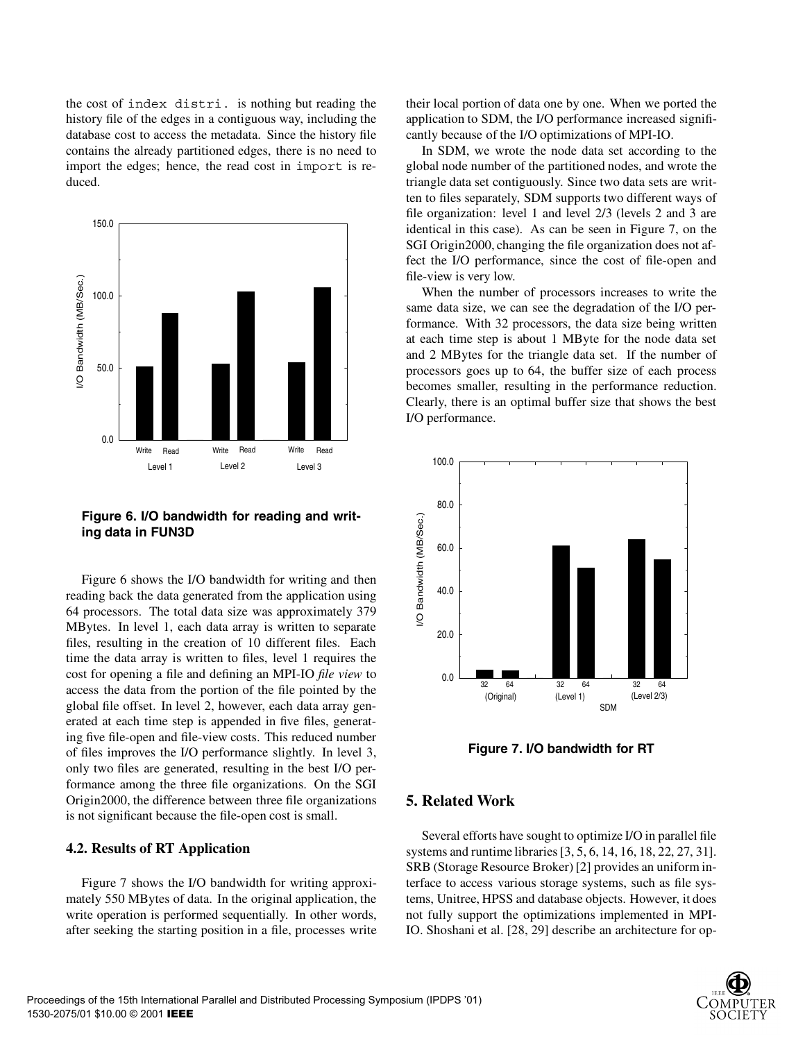the cost of `index distri.` is nothing but reading the history file of the edges in a contiguous way, including the database cost to access the metadata. Since the history file contains the already partitioned edges, there is no need to import the edges; hence, the read cost in `import` is reduced.

**Figure 6. I/O bandwidth for reading and writing data in FUN3D**

Figure 6 shows the I/O bandwidth for writing and then reading back the data generated from the application using 64 processors. The total data size was approximately 379 MBytes. In level 1, each data array is written to separate files, resulting in the creation of 10 different files. Each time the data array is written to files, level 1 requires the cost for opening a file and defining an MPI-IO *file view* to access the data from the portion of the file pointed by the global file offset. In level 2, however, each data array generated at each time step is appended in five files, generating five file-open and file-view costs. This reduced number of files improves the I/O performance slightly. In level 3, only two files are generated, resulting in the best I/O performance among the three file organizations. On the SGI Origin2000, the difference between three file organizations is not significant because the file-open cost is small.

### 4.2. Results of RT Application

Figure 7 shows the I/O bandwidth for writing approximately 550 MBytes of data. In the original application, the write operation is performed sequentially. In other words, after seeking the starting position in a file, processes write their local portion of data one by one. When we ported the application to SDM, the I/O performance increased significantly because of the I/O optimizations of MPI-IO.

In SDM, we wrote the node data set according to the global node number of the partitioned nodes, and wrote the triangle data set contiguously. Since two data sets are written to files separately, SDM supports two different ways of file organization: level 1 and level 2/3 (levels 2 and 3 are identical in this case). As can be seen in Figure 7, on the SGI Origin2000, changing the file organization does not affect the I/O performance, since the cost of file-open and file-view is very low.

When the number of processors increases to write the same data size, we can see the degradation of the I/O performance. With 32 processors, the data size being written at each time step is about 1 MByte for the node data set and 2 MBytes for the triangle data set. If the number of processors goes up to 64, the buffer size of each process becomes smaller, resulting in the performance reduction. Clearly, there is an optimal buffer size that shows the best I/O performance.

**Figure 7. I/O bandwidth for RT**

## 5. Related Work

Several efforts have sought to optimize I/O in parallel file systems and runtime libraries [3, 5, 6, 14, 16, 18, 22, 27, 31]. SRB (Storage Resource Broker) [2] provides an uniform interface to access various storage systems, such as file systems, Unitree, HPSS and database objects. However, it does not fully support the optimizations implemented in MPI-IO. Shoshani et al. [28, 29] describe an architecture for op-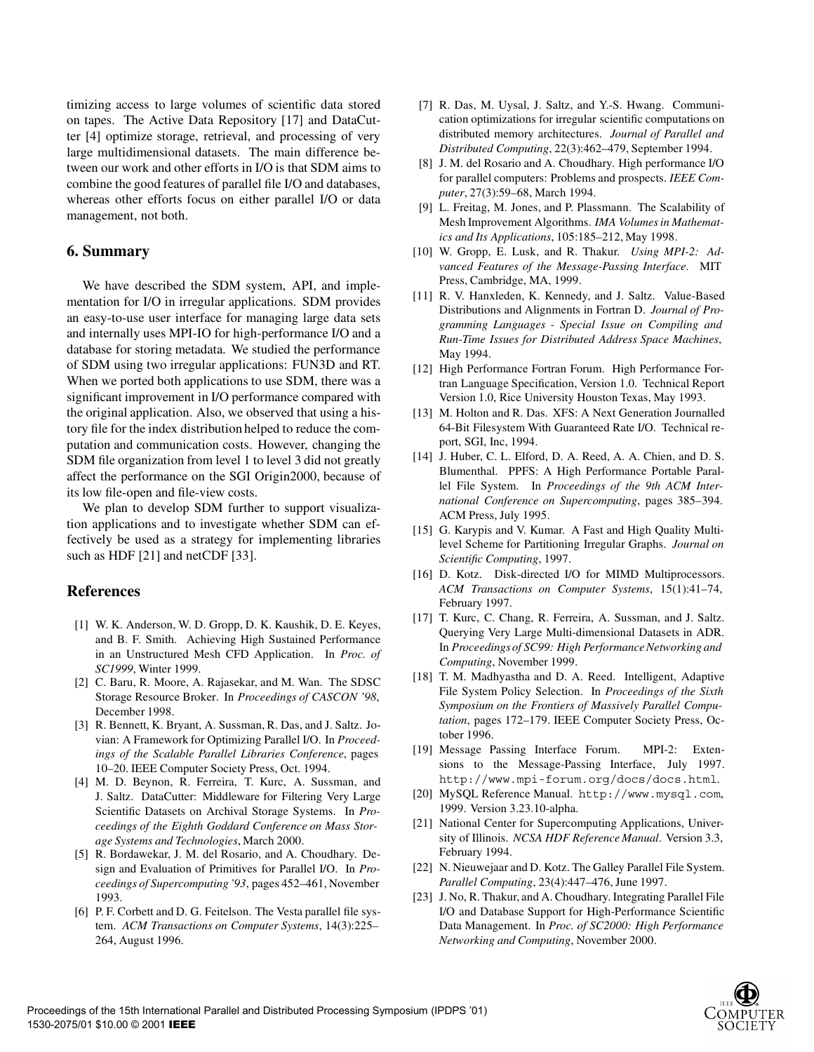timizing access to large volumes of scientific data stored on tapes. The Active Data Repository [17] and DataCutter [4] optimize storage, retrieval, and processing of very large multidimensional datasets. The main difference between our work and other efforts in I/O is that SDM aims to combine the good features of parallel file I/O and databases, whereas other efforts focus on either parallel I/O or data management, not both.

## 6. Summary

We have described the SDM system, API, and implementation for I/O in irregular applications. SDM provides an easy-to-use user interface for managing large data sets and internally uses MPI-IO for high-performance I/O and a database for storing metadata. We studied the performance of SDM using two irregular applications: FUN3D and RT. When we ported both applications to use SDM, there was a significant improvement in I/O performance compared with the original application. Also, we observed that using a history file for the index distribution helped to reduce the computation and communication costs. However, changing the SDM file organization from level 1 to level 3 did not greatly affect the performance on the SGI Origin2000, because of its low file-open and file-view costs.

We plan to develop SDM further to support visualization applications and to investigate whether SDM can effectively be used as a strategy for implementing libraries such as HDF [21] and netCDF [33].

## References

[1] W. K. Anderson, W. D. Gropp, D. K. Kaushik, D. E. Keyes, and B. F. Smith. Achieving High Sustained Performance in an Unstructured Mesh CFD Application. In *Proc. of SC1999*, Winter 1999.

[2] C. Baru, R. Moore, A. Rajasekar, and M. Wan. The SDSC Storage Resource Broker. In *Proceedings of CASCON '98*, December 1998.

[3] R. Bennett, K. Bryant, A. Sussman, R. Das, and J. Saltz. Jovian: A Framework for Optimizing Parallel I/O. In *Proceedings of the Scalable Parallel Libraries Conference*, pages 10–20. IEEE Computer Society Press, Oct. 1994.

[4] M. D. Beynon, R. Ferreira, T. Kurc, A. Sussman, and J. Saltz. DataCutter: Middleware for Filtering Very Large Scientific Datasets on Archival Storage Systems. In *Proceedings of the Eighth Goddard Conference on Mass Storage Systems and Technologies*, March 2000.

[5] R. Bordawekar, J. M. del Rosario, and A. Choudhary. Design and Evaluation of Primitives for Parallel I/O. In *Proceedings of Supercomputing '93*, pages 452–461, November 1993.

[6] P. F. Corbett and D. G. Feitelson. The Vesta parallel file system. *ACM Transactions on Computer Systems*, 14(3):225–264, August 1996.

[7] R. Das, M. Uysal, J. Saltz, and Y.-S. Hwang. Communication optimizations for irregular scientific computations on distributed memory architectures. *Journal of Parallel and Distributed Computing*, 22(3):462–479, September 1994.

[8] J. M. del Rosario and A. Choudhary. High performance I/O for parallel computers: Problems and prospects. *IEEE Computer*, 27(3):59–68, March 1994.

[9] L. Freitag, M. Jones, and P. Plassmann. The Scalability of Mesh Improvement Algorithms. *IMA Volumes in Mathematics and Its Applications*, 105:185–212, May 1998.

[10] W. Gropp, E. Lusk, and R. Thakur. *Using MPI-2: Advanced Features of the Message-Passing Interface*. MIT Press, Cambridge, MA, 1999.

[11] R. V. Hanxleden, K. Kennedy, and J. Saltz. Value-Based Distributions and Alignments in Fortran D. *Journal of Programming Languages - Special Issue on Compiling and Run-Time Issues for Distributed Address Space Machines*, May 1994.

[12] High Performance Fortran Forum. High Performance Fortran Language Specification, Version 1.0. Technical Report Version 1.0, Rice University Houston Texas, May 1993.

[13] M. Holton and R. Das. XFS: A Next Generation Journalled 64-Bit Filesystem With Guaranteed Rate I/O. Technical report, SGI, Inc, 1994.

[14] J. Huber, C. L. Elford, D. A. Reed, A. A. Chien, and D. S. Blumenthal. PPFS: A High Performance Portable Parallel File System. In *Proceedings of the 9th ACM International Conference on Supercomputing*, pages 385–394. ACM Press, July 1995.

[15] G. Karypis and V. Kumar. A Fast and High Quality Multilevel Scheme for Partitioning Irregular Graphs. *Journal on Scientific Computing*, 1997.

[16] D. Kotz. Disk-directed I/O for MIMD Multiprocessors. *ACM Transactions on Computer Systems*, 15(1):41–74, February 1997.

[17] T. Kurc, C. Chang, R. Ferreira, A. Sussman, and J. Saltz. Querying Very Large Multi-dimensional Datasets in ADR. In *Proceedings of SC99: High Performance Networking and Computing*, November 1999.

[18] T. M. Madhyastha and D. A. Reed. Intelligent, Adaptive File System Policy Selection. In *Proceedings of the Sixth Symposium on the Frontiers of Massively Parallel Computation*, pages 172–179. IEEE Computer Society Press, October 1996.

[19] Message Passing Interface Forum. MPI-2: Extensions to the Message-Passing Interface, July 1997. `http://www.mpi-forum.org/docs/docs.html`.

[20] MySQL Reference Manual. `http://www.mysql.com`, 1999. Version 3.23.10-alpha.

[21] National Center for Supercomputing Applications, University of Illinois. *NCSA HDF Reference Manual*. Version 3.3, February 1994.

[22] N. Nieuwejaar and D. Kotz. The Galley Parallel File System. *Parallel Computing*, 23(4):447–476, June 1997.

[23] J. No, R. Thakur, and A. Choudhary. Integrating Parallel File I/O and Database Support for High-Performance Scientific Data Management. In *Proc. of SC2000: High Performance Networking and Computing*, November 2000.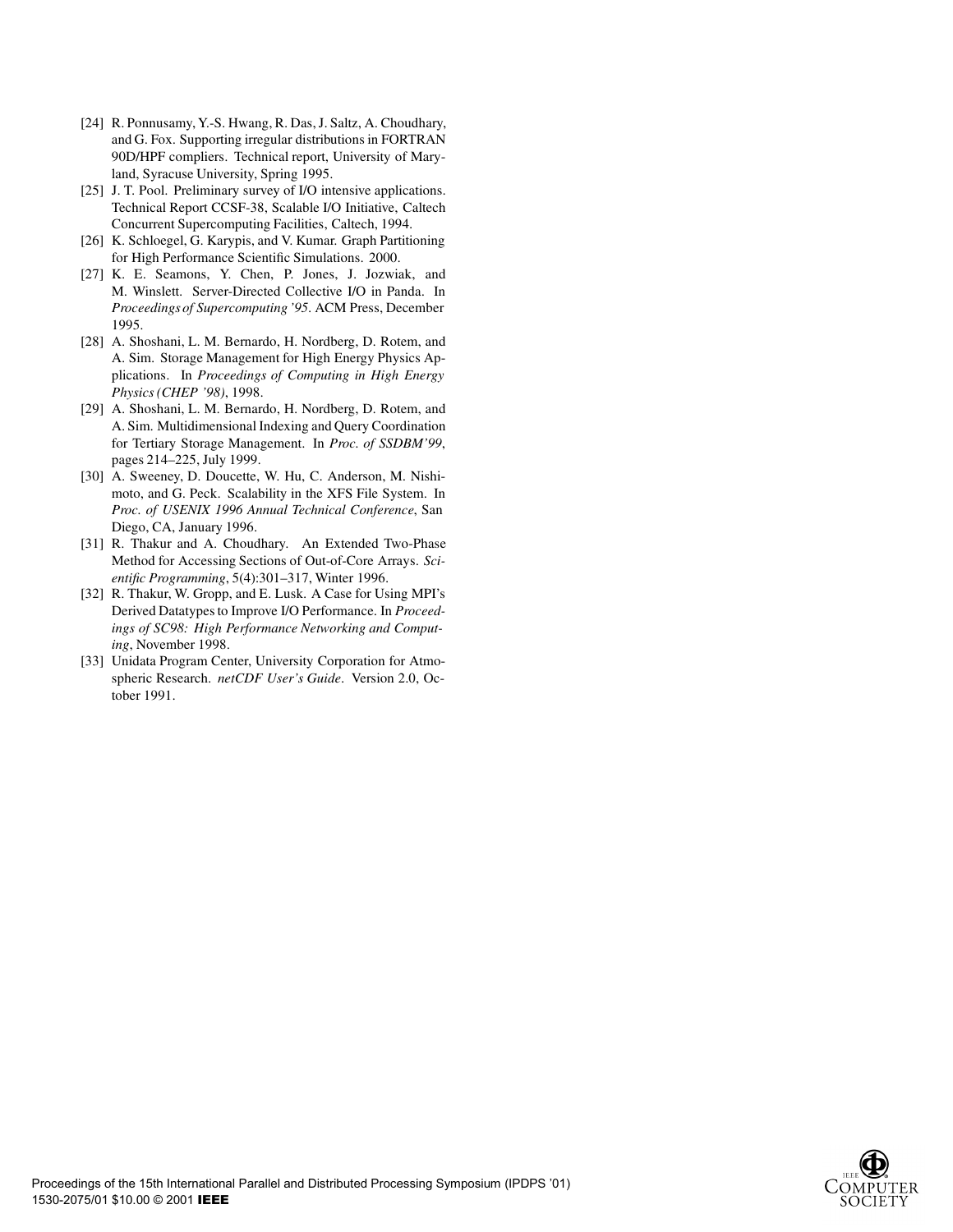[24] R. Ponnusamy, Y.-S. Hwang, R. Das, J. Saltz, A. Choudhary, and G. Fox. Supporting irregular distributions in FORTRAN 90D/HPF compliers. Technical report, University of Maryland, Syracuse University, Spring 1995.

[25] J. T. Pool. Preliminary survey of I/O intensive applications. Technical Report CCSF-38, Scalable I/O Initiative, Caltech Concurrent Supercomputing Facilities, Caltech, 1994.

[26] K. Schloegel, G. Karypis, and V. Kumar. Graph Partitioning for High Performance Scientific Simulations. 2000.

[27] K. E. Seamons, Y. Chen, P. Jones, J. Jozwiak, and M. Winslett. Server-Directed Collective I/O in Panda. In *Proceedings of Supercomputing '95*. ACM Press, December 1995.

[28] A. Shoshani, L. M. Bernardo, H. Nordberg, D. Rotem, and A. Sim. Storage Management for High Energy Physics Applications. In *Proceedings of Computing in High Energy Physics (CHEP '98)*, 1998.

[29] A. Shoshani, L. M. Bernardo, H. Nordberg, D. Rotem, and A. Sim. Multidimensional Indexing and Query Coordination for Tertiary Storage Management. In *Proc. of SSDBM'99*, pages 214–225, July 1999.

[30] A. Sweeney, D. Doucette, W. Hu, C. Anderson, M. Nishimoto, and G. Peck. Scalability in the XFS File System. In *Proc. of USENIX 1996 Annual Technical Conference*, San Diego, CA, January 1996.

[31] R. Thakur and A. Choudhary. An Extended Two-Phase Method for Accessing Sections of Out-of-Core Arrays. *Scientific Programming*, 5(4):301–317, Winter 1996.

[32] R. Thakur, W. Gropp, and E. Lusk. A Case for Using MPI's Derived Datatypes to Improve I/O Performance. In *Proceedings of SC98: High Performance Networking and Computing*, November 1998.

[33] Unidata Program Center, University Corporation for Atmospheric Research. *netCDF User's Guide*. Version 2.0, October 1991.